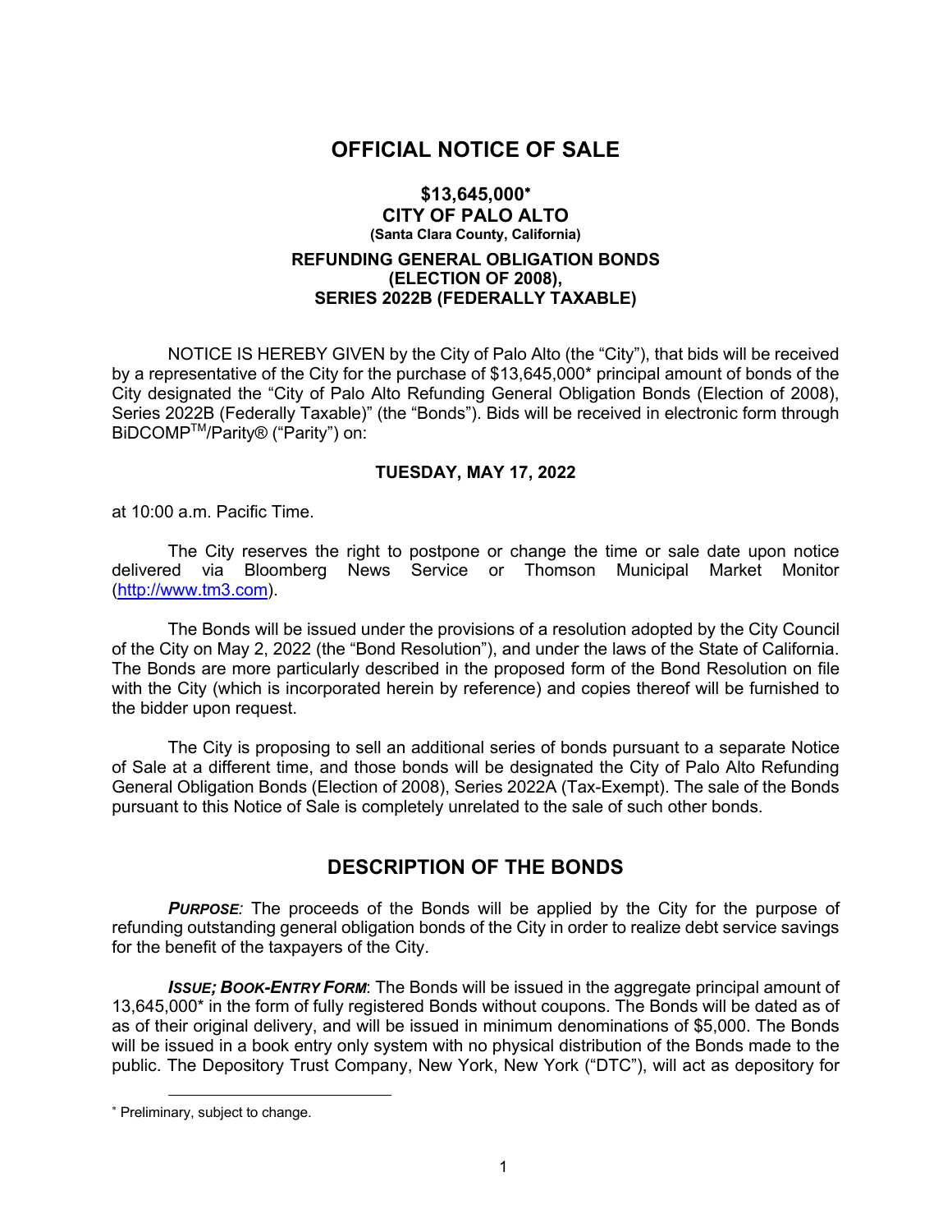# OFFICIAL NOTICE OF SALE

## $13,645,000*
## CITY OF PALO ALTO
### (Santa Clara County, California)
### REFUNDING GENERAL OBLIGATION BONDS (ELECTION OF 2008), SERIES 2022B (FEDERALLY TAXABLE)

NOTICE IS HEREBY GIVEN by the City of Palo Alto (the "City"), that bids will be received by a representative of the City for the purchase of $13,645,000* principal amount of bonds of the City designated the "City of Palo Alto Refunding General Obligation Bonds (Election of 2008), Series 2022B (Federally Taxable)" (the "Bonds"). Bids will be received in electronic form through BiDCOMP™/Parity® ("Parity") on:

**TUESDAY, MAY 17, 2022**

at 10:00 a.m. Pacific Time.

The City reserves the right to postpone or change the time or sale date upon notice delivered via Bloomberg News Service or Thomson Municipal Market Monitor (http://www.tm3.com).

The Bonds will be issued under the provisions of a resolution adopted by the City Council of the City on May 2, 2022 (the "Bond Resolution"), and under the laws of the State of California. The Bonds are more particularly described in the proposed form of the Bond Resolution on file with the City (which is incorporated herein by reference) and copies thereof will be furnished to the bidder upon request.

The City is proposing to sell an additional series of bonds pursuant to a separate Notice of Sale at a different time, and those bonds will be designated the City of Palo Alto Refunding General Obligation Bonds (Election of 2008), Series 2022A (Tax-Exempt). The sale of the Bonds pursuant to this Notice of Sale is completely unrelated to the sale of such other bonds.

## DESCRIPTION OF THE BONDS

***PURPOSE:*** The proceeds of the Bonds will be applied by the City for the purpose of refunding outstanding general obligation bonds of the City in order to realize debt service savings for the benefit of the taxpayers of the City.

***ISSUE; BOOK-ENTRY FORM***: The Bonds will be issued in the aggregate principal amount of 13,645,000* in the form of fully registered Bonds without coupons. The Bonds will be dated as of as of their original delivery, and will be issued in minimum denominations of $5,000. The Bonds will be issued in a book entry only system with no physical distribution of the Bonds made to the public. The Depository Trust Company, New York, New York ("DTC"), will act as depository for

---

* Preliminary, subject to change.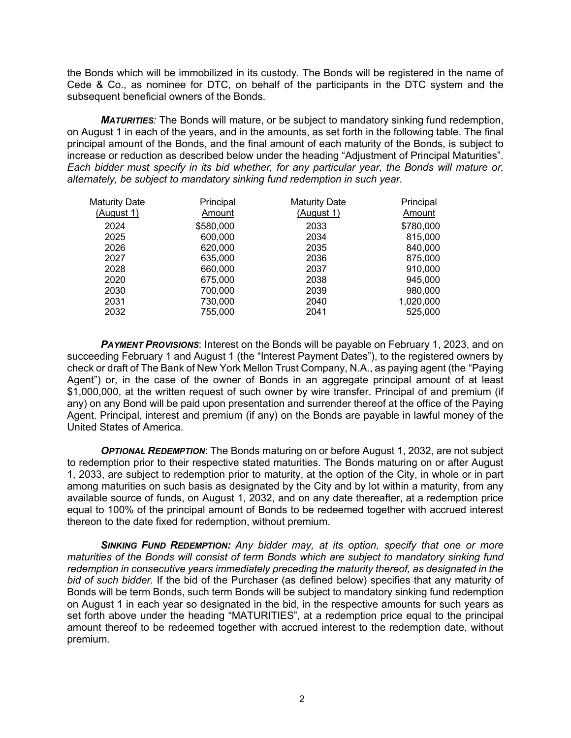the Bonds which will be immobilized in its custody. The Bonds will be registered in the name of Cede & Co., as nominee for DTC, on behalf of the participants in the DTC system and the subsequent beneficial owners of the Bonds.

***MATURITIES**:* The Bonds will mature, or be subject to mandatory sinking fund redemption, on August 1 in each of the years, and in the amounts, as set forth in the following table. The final principal amount of the Bonds, and the final amount of each maturity of the Bonds, is subject to increase or reduction as described below under the heading "Adjustment of Principal Maturities". *Each bidder must specify in its bid whether, for any particular year, the Bonds will mature or, alternately, be subject to mandatory sinking fund redemption in such year.*

| Maturity Date (August 1) | Principal Amount | Maturity Date (August 1) | Principal Amount |
|---|---|---|---|
| 2024 | $580,000 | 2033 | $780,000 |
| 2025 | 600,000 | 2034 | 815,000 |
| 2026 | 620,000 | 2035 | 840,000 |
| 2027 | 635,000 | 2036 | 875,000 |
| 2028 | 660,000 | 2037 | 910,000 |
| 2020 | 675,000 | 2038 | 945,000 |
| 2030 | 700,000 | 2039 | 980,000 |
| 2031 | 730,000 | 2040 | 1,020,000 |
| 2032 | 755,000 | 2041 | 525,000 |

***PAYMENT PROVISIONS***: Interest on the Bonds will be payable on February 1, 2023, and on succeeding February 1 and August 1 (the "Interest Payment Dates"), to the registered owners by check or draft of The Bank of New York Mellon Trust Company, N.A., as paying agent (the "Paying Agent") or, in the case of the owner of Bonds in an aggregate principal amount of at least $1,000,000, at the written request of such owner by wire transfer. Principal of and premium (if any) on any Bond will be paid upon presentation and surrender thereof at the office of the Paying Agent. Principal, interest and premium (if any) on the Bonds are payable in lawful money of the United States of America.

***OPTIONAL REDEMPTION***: The Bonds maturing on or before August 1, 2032, are not subject to redemption prior to their respective stated maturities. The Bonds maturing on or after August 1, 2033, are subject to redemption prior to maturity, at the option of the City, in whole or in part among maturities on such basis as designated by the City and by lot within a maturity, from any available source of funds, on August 1, 2032, and on any date thereafter, at a redemption price equal to 100% of the principal amount of Bonds to be redeemed together with accrued interest thereon to the date fixed for redemption, without premium.

***SINKING FUND REDEMPTION:*** *Any bidder may, at its option, specify that one or more maturities of the Bonds will consist of term Bonds which are subject to mandatory sinking fund redemption in consecutive years immediately preceding the maturity thereof, as designated in the bid of such bidder.* If the bid of the Purchaser (as defined below) specifies that any maturity of Bonds will be term Bonds, such term Bonds will be subject to mandatory sinking fund redemption on August 1 in each year so designated in the bid, in the respective amounts for such years as set forth above under the heading "MATURITIES", at a redemption price equal to the principal amount thereof to be redeemed together with accrued interest to the redemption date, without premium.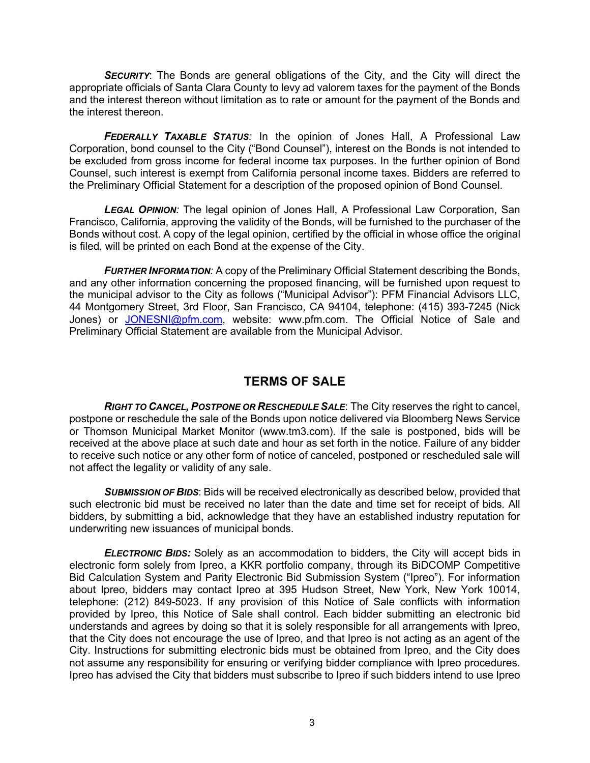***SECURITY***: The Bonds are general obligations of the City, and the City will direct the appropriate officials of Santa Clara County to levy ad valorem taxes for the payment of the Bonds and the interest thereon without limitation as to rate or amount for the payment of the Bonds and the interest thereon.

***FEDERALLY TAXABLE STATUS:*** In the opinion of Jones Hall, A Professional Law Corporation, bond counsel to the City ("Bond Counsel"), interest on the Bonds is not intended to be excluded from gross income for federal income tax purposes. In the further opinion of Bond Counsel, such interest is exempt from California personal income taxes. Bidders are referred to the Preliminary Official Statement for a description of the proposed opinion of Bond Counsel.

***LEGAL OPINION:*** The legal opinion of Jones Hall, A Professional Law Corporation, San Francisco, California, approving the validity of the Bonds, will be furnished to the purchaser of the Bonds without cost. A copy of the legal opinion, certified by the official in whose office the original is filed, will be printed on each Bond at the expense of the City.

***FURTHER INFORMATION:*** A copy of the Preliminary Official Statement describing the Bonds, and any other information concerning the proposed financing, will be furnished upon request to the municipal advisor to the City as follows ("Municipal Advisor"): PFM Financial Advisors LLC, 44 Montgomery Street, 3rd Floor, San Francisco, CA 94104, telephone: (415) 393-7245 (Nick Jones) or JONESNI@pfm.com, website: www.pfm.com. The Official Notice of Sale and Preliminary Official Statement are available from the Municipal Advisor.

## TERMS OF SALE

***RIGHT TO CANCEL, POSTPONE OR RESCHEDULE SALE***: The City reserves the right to cancel, postpone or reschedule the sale of the Bonds upon notice delivered via Bloomberg News Service or Thomson Municipal Market Monitor (www.tm3.com). If the sale is postponed, bids will be received at the above place at such date and hour as set forth in the notice. Failure of any bidder to receive such notice or any other form of notice of canceled, postponed or rescheduled sale will not affect the legality or validity of any sale.

***SUBMISSION OF BIDS***: Bids will be received electronically as described below, provided that such electronic bid must be received no later than the date and time set for receipt of bids. All bidders, by submitting a bid, acknowledge that they have an established industry reputation for underwriting new issuances of municipal bonds.

***ELECTRONIC BIDS:*** Solely as an accommodation to bidders, the City will accept bids in electronic form solely from Ipreo, a KKR portfolio company, through its BiDCOMP Competitive Bid Calculation System and Parity Electronic Bid Submission System ("Ipreo"). For information about Ipreo, bidders may contact Ipreo at 395 Hudson Street, New York, New York 10014, telephone: (212) 849-5023. If any provision of this Notice of Sale conflicts with information provided by Ipreo, this Notice of Sale shall control. Each bidder submitting an electronic bid understands and agrees by doing so that it is solely responsible for all arrangements with Ipreo, that the City does not encourage the use of Ipreo, and that Ipreo is not acting as an agent of the City. Instructions for submitting electronic bids must be obtained from Ipreo, and the City does not assume any responsibility for ensuring or verifying bidder compliance with Ipreo procedures. Ipreo has advised the City that bidders must subscribe to Ipreo if such bidders intend to use Ipreo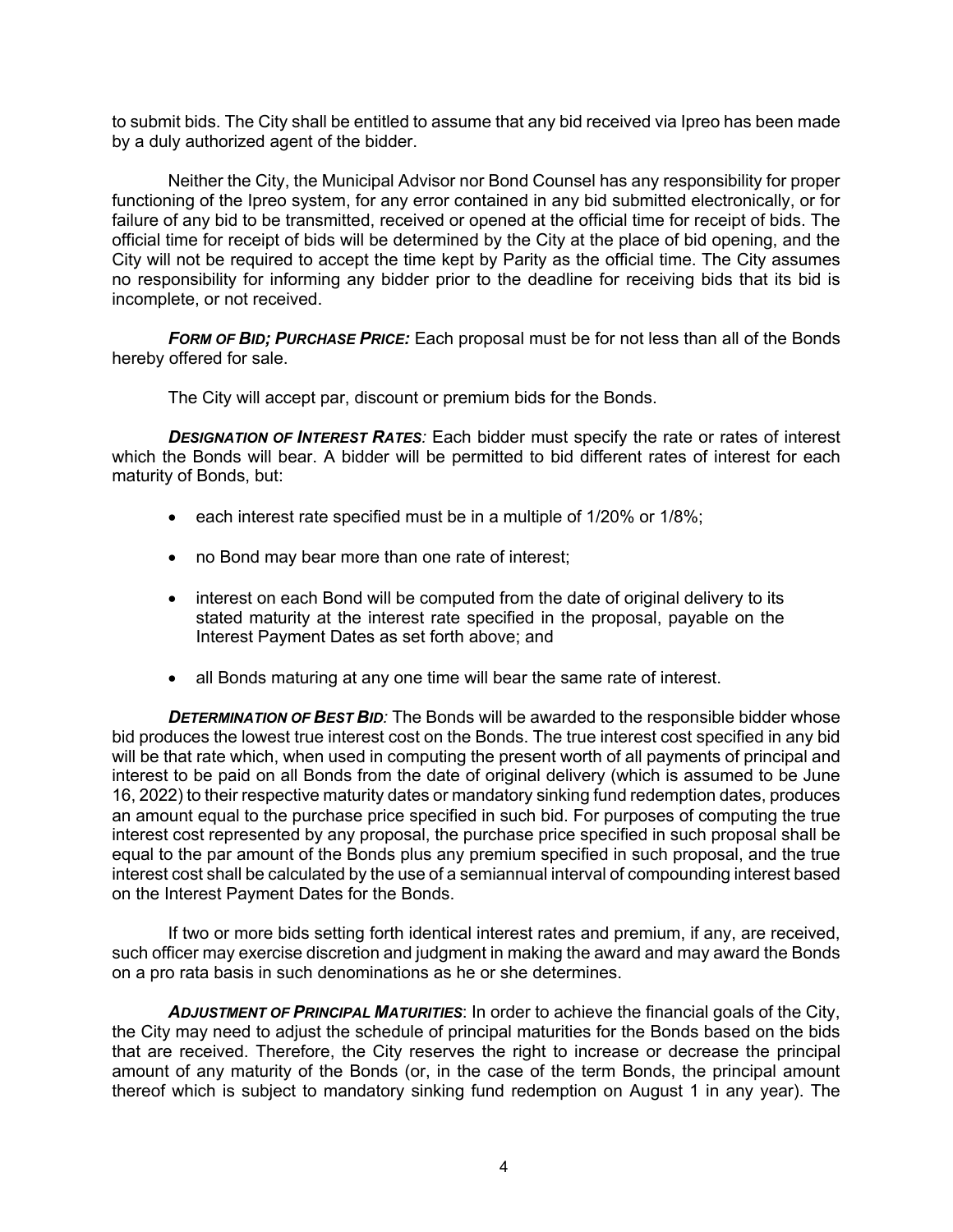to submit bids. The City shall be entitled to assume that any bid received via Ipreo has been made by a duly authorized agent of the bidder.

Neither the City, the Municipal Advisor nor Bond Counsel has any responsibility for proper functioning of the Ipreo system, for any error contained in any bid submitted electronically, or for failure of any bid to be transmitted, received or opened at the official time for receipt of bids. The official time for receipt of bids will be determined by the City at the place of bid opening, and the City will not be required to accept the time kept by Parity as the official time. The City assumes no responsibility for informing any bidder prior to the deadline for receiving bids that its bid is incomplete, or not received.

***FORM OF BID; PURCHASE PRICE:*** Each proposal must be for not less than all of the Bonds hereby offered for sale.

The City will accept par, discount or premium bids for the Bonds.

***DESIGNATION OF INTEREST RATES:*** Each bidder must specify the rate or rates of interest which the Bonds will bear. A bidder will be permitted to bid different rates of interest for each maturity of Bonds, but:

- each interest rate specified must be in a multiple of 1/20% or 1/8%;
- no Bond may bear more than one rate of interest;
- interest on each Bond will be computed from the date of original delivery to its stated maturity at the interest rate specified in the proposal, payable on the Interest Payment Dates as set forth above; and
- all Bonds maturing at any one time will bear the same rate of interest.

***DETERMINATION OF BEST BID:*** The Bonds will be awarded to the responsible bidder whose bid produces the lowest true interest cost on the Bonds. The true interest cost specified in any bid will be that rate which, when used in computing the present worth of all payments of principal and interest to be paid on all Bonds from the date of original delivery (which is assumed to be June 16, 2022) to their respective maturity dates or mandatory sinking fund redemption dates, produces an amount equal to the purchase price specified in such bid. For purposes of computing the true interest cost represented by any proposal, the purchase price specified in such proposal shall be equal to the par amount of the Bonds plus any premium specified in such proposal, and the true interest cost shall be calculated by the use of a semiannual interval of compounding interest based on the Interest Payment Dates for the Bonds.

If two or more bids setting forth identical interest rates and premium, if any, are received, such officer may exercise discretion and judgment in making the award and may award the Bonds on a pro rata basis in such denominations as he or she determines.

***ADJUSTMENT OF PRINCIPAL MATURITIES***: In order to achieve the financial goals of the City, the City may need to adjust the schedule of principal maturities for the Bonds based on the bids that are received. Therefore, the City reserves the right to increase or decrease the principal amount of any maturity of the Bonds (or, in the case of the term Bonds, the principal amount thereof which is subject to mandatory sinking fund redemption on August 1 in any year). The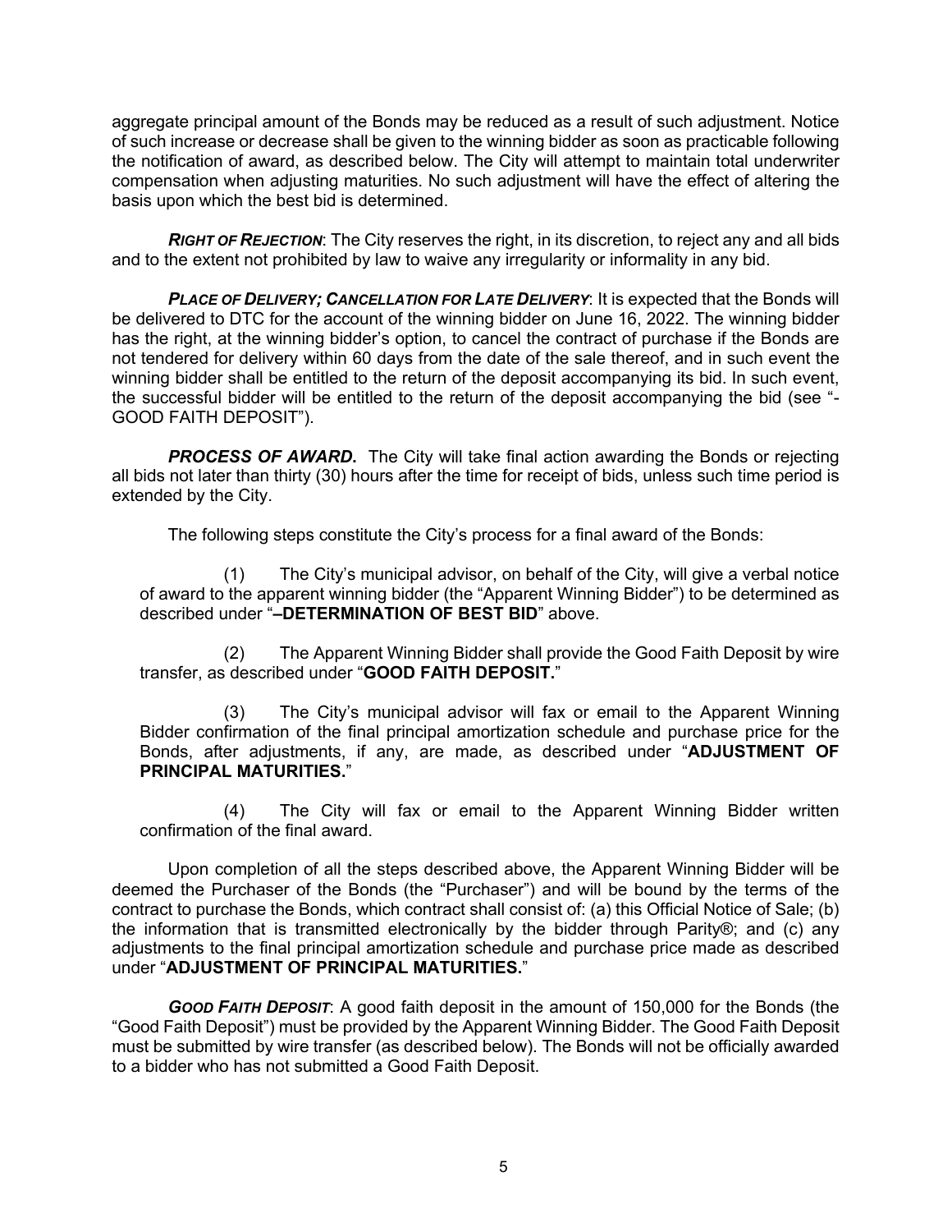aggregate principal amount of the Bonds may be reduced as a result of such adjustment. Notice of such increase or decrease shall be given to the winning bidder as soon as practicable following the notification of award, as described below. The City will attempt to maintain total underwriter compensation when adjusting maturities. No such adjustment will have the effect of altering the basis upon which the best bid is determined.

***RIGHT OF REJECTION***: The City reserves the right, in its discretion, to reject any and all bids and to the extent not prohibited by law to waive any irregularity or informality in any bid.

***PLACE OF DELIVERY; CANCELLATION FOR LATE DELIVERY***: It is expected that the Bonds will be delivered to DTC for the account of the winning bidder on June 16, 2022. The winning bidder has the right, at the winning bidder's option, to cancel the contract of purchase if the Bonds are not tendered for delivery within 60 days from the date of the sale thereof, and in such event the winning bidder shall be entitled to the return of the deposit accompanying its bid. In such event, the successful bidder will be entitled to the return of the deposit accompanying the bid (see "-GOOD FAITH DEPOSIT").

***PROCESS OF AWARD.*** The City will take final action awarding the Bonds or rejecting all bids not later than thirty (30) hours after the time for receipt of bids, unless such time period is extended by the City.

The following steps constitute the City's process for a final award of the Bonds:

(1) The City's municipal advisor, on behalf of the City, will give a verbal notice of award to the apparent winning bidder (the "Apparent Winning Bidder") to be determined as described under "**–DETERMINATION OF BEST BID**" above.

(2) The Apparent Winning Bidder shall provide the Good Faith Deposit by wire transfer, as described under "**GOOD FAITH DEPOSIT.**"

(3) The City's municipal advisor will fax or email to the Apparent Winning Bidder confirmation of the final principal amortization schedule and purchase price for the Bonds, after adjustments, if any, are made, as described under "**ADJUSTMENT OF PRINCIPAL MATURITIES.**"

(4) The City will fax or email to the Apparent Winning Bidder written confirmation of the final award.

Upon completion of all the steps described above, the Apparent Winning Bidder will be deemed the Purchaser of the Bonds (the "Purchaser") and will be bound by the terms of the contract to purchase the Bonds, which contract shall consist of: (a) this Official Notice of Sale; (b) the information that is transmitted electronically by the bidder through Parity®; and (c) any adjustments to the final principal amortization schedule and purchase price made as described under "**ADJUSTMENT OF PRINCIPAL MATURITIES.**"

***GOOD FAITH DEPOSIT***: A good faith deposit in the amount of 150,000 for the Bonds (the "Good Faith Deposit") must be provided by the Apparent Winning Bidder. The Good Faith Deposit must be submitted by wire transfer (as described below). The Bonds will not be officially awarded to a bidder who has not submitted a Good Faith Deposit.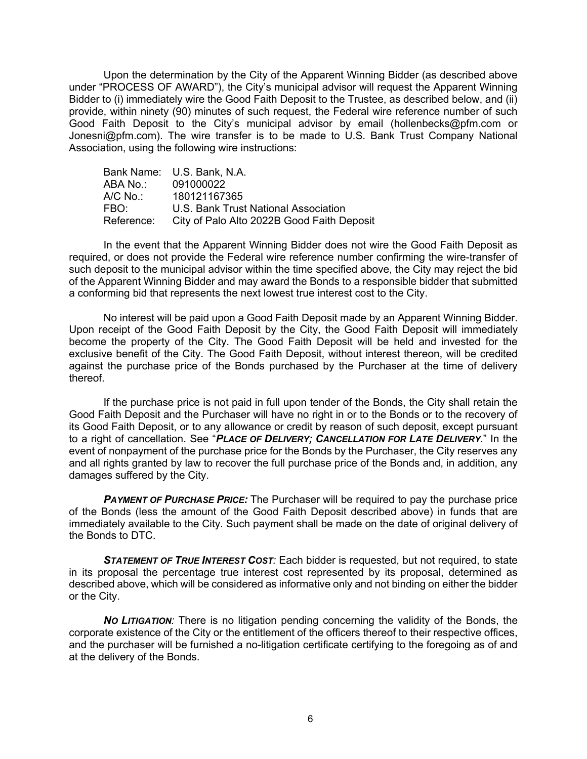Upon the determination by the City of the Apparent Winning Bidder (as described above under "PROCESS OF AWARD"), the City's municipal advisor will request the Apparent Winning Bidder to (i) immediately wire the Good Faith Deposit to the Trustee, as described below, and (ii) provide, within ninety (90) minutes of such request, the Federal wire reference number of such Good Faith Deposit to the City's municipal advisor by email (hollenbecks@pfm.com or Jonesni@pfm.com). The wire transfer is to be made to U.S. Bank Trust Company National Association, using the following wire instructions:

| | |
|---|---|
| Bank Name: | U.S. Bank, N.A. |
| ABA No.: | 091000022 |
| A/C No.: | 180121167365 |
| FBO: | U.S. Bank Trust National Association |
| Reference: | City of Palo Alto 2022B Good Faith Deposit |

In the event that the Apparent Winning Bidder does not wire the Good Faith Deposit as required, or does not provide the Federal wire reference number confirming the wire-transfer of such deposit to the municipal advisor within the time specified above, the City may reject the bid of the Apparent Winning Bidder and may award the Bonds to a responsible bidder that submitted a conforming bid that represents the next lowest true interest cost to the City.

No interest will be paid upon a Good Faith Deposit made by an Apparent Winning Bidder. Upon receipt of the Good Faith Deposit by the City, the Good Faith Deposit will immediately become the property of the City. The Good Faith Deposit will be held and invested for the exclusive benefit of the City. The Good Faith Deposit, without interest thereon, will be credited against the purchase price of the Bonds purchased by the Purchaser at the time of delivery thereof.

If the purchase price is not paid in full upon tender of the Bonds, the City shall retain the Good Faith Deposit and the Purchaser will have no right in or to the Bonds or to the recovery of its Good Faith Deposit, or to any allowance or credit by reason of such deposit, except pursuant to a right of cancellation. See "***PLACE OF DELIVERY; CANCELLATION FOR LATE DELIVERY***." In the event of nonpayment of the purchase price for the Bonds by the Purchaser, the City reserves any and all rights granted by law to recover the full purchase price of the Bonds and, in addition, any damages suffered by the City.

***PAYMENT OF PURCHASE PRICE:*** The Purchaser will be required to pay the purchase price of the Bonds (less the amount of the Good Faith Deposit described above) in funds that are immediately available to the City. Such payment shall be made on the date of original delivery of the Bonds to DTC.

***STATEMENT OF TRUE INTEREST COST:*** Each bidder is requested, but not required, to state in its proposal the percentage true interest cost represented by its proposal, determined as described above, which will be considered as informative only and not binding on either the bidder or the City.

***NO LITIGATION:*** There is no litigation pending concerning the validity of the Bonds, the corporate existence of the City or the entitlement of the officers thereof to their respective offices, and the purchaser will be furnished a no-litigation certificate certifying to the foregoing as of and at the delivery of the Bonds.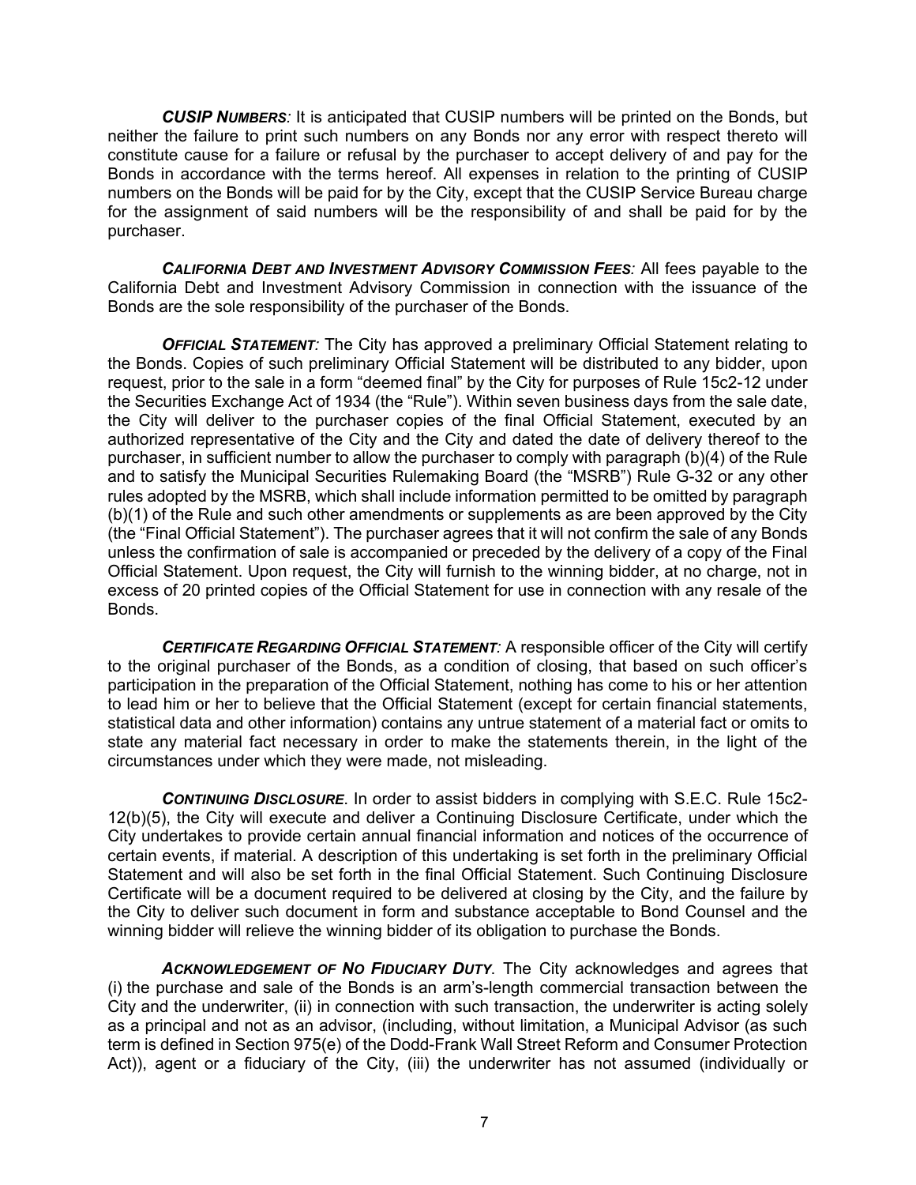***CUSIP NUMBERS:*** It is anticipated that CUSIP numbers will be printed on the Bonds, but neither the failure to print such numbers on any Bonds nor any error with respect thereto will constitute cause for a failure or refusal by the purchaser to accept delivery of and pay for the Bonds in accordance with the terms hereof. All expenses in relation to the printing of CUSIP numbers on the Bonds will be paid for by the City, except that the CUSIP Service Bureau charge for the assignment of said numbers will be the responsibility of and shall be paid for by the purchaser.

***CALIFORNIA DEBT AND INVESTMENT ADVISORY COMMISSION FEES:*** All fees payable to the California Debt and Investment Advisory Commission in connection with the issuance of the Bonds are the sole responsibility of the purchaser of the Bonds.

***OFFICIAL STATEMENT:*** The City has approved a preliminary Official Statement relating to the Bonds. Copies of such preliminary Official Statement will be distributed to any bidder, upon request, prior to the sale in a form "deemed final" by the City for purposes of Rule 15c2-12 under the Securities Exchange Act of 1934 (the "Rule"). Within seven business days from the sale date, the City will deliver to the purchaser copies of the final Official Statement, executed by an authorized representative of the City and the City and dated the date of delivery thereof to the purchaser, in sufficient number to allow the purchaser to comply with paragraph (b)(4) of the Rule and to satisfy the Municipal Securities Rulemaking Board (the "MSRB") Rule G-32 or any other rules adopted by the MSRB, which shall include information permitted to be omitted by paragraph (b)(1) of the Rule and such other amendments or supplements as are been approved by the City (the "Final Official Statement"). The purchaser agrees that it will not confirm the sale of any Bonds unless the confirmation of sale is accompanied or preceded by the delivery of a copy of the Final Official Statement. Upon request, the City will furnish to the winning bidder, at no charge, not in excess of 20 printed copies of the Official Statement for use in connection with any resale of the Bonds.

***CERTIFICATE REGARDING OFFICIAL STATEMENT:*** A responsible officer of the City will certify to the original purchaser of the Bonds, as a condition of closing, that based on such officer's participation in the preparation of the Official Statement, nothing has come to his or her attention to lead him or her to believe that the Official Statement (except for certain financial statements, statistical data and other information) contains any untrue statement of a material fact or omits to state any material fact necessary in order to make the statements therein, in the light of the circumstances under which they were made, not misleading.

***CONTINUING DISCLOSURE***. In order to assist bidders in complying with S.E.C. Rule 15c2-12(b)(5), the City will execute and deliver a Continuing Disclosure Certificate, under which the City undertakes to provide certain annual financial information and notices of the occurrence of certain events, if material. A description of this undertaking is set forth in the preliminary Official Statement and will also be set forth in the final Official Statement. Such Continuing Disclosure Certificate will be a document required to be delivered at closing by the City, and the failure by the City to deliver such document in form and substance acceptable to Bond Counsel and the winning bidder will relieve the winning bidder of its obligation to purchase the Bonds.

***ACKNOWLEDGEMENT OF NO FIDUCIARY DUTY***. The City acknowledges and agrees that (i) the purchase and sale of the Bonds is an arm's-length commercial transaction between the City and the underwriter, (ii) in connection with such transaction, the underwriter is acting solely as a principal and not as an advisor, (including, without limitation, a Municipal Advisor (as such term is defined in Section 975(e) of the Dodd-Frank Wall Street Reform and Consumer Protection Act)), agent or a fiduciary of the City, (iii) the underwriter has not assumed (individually or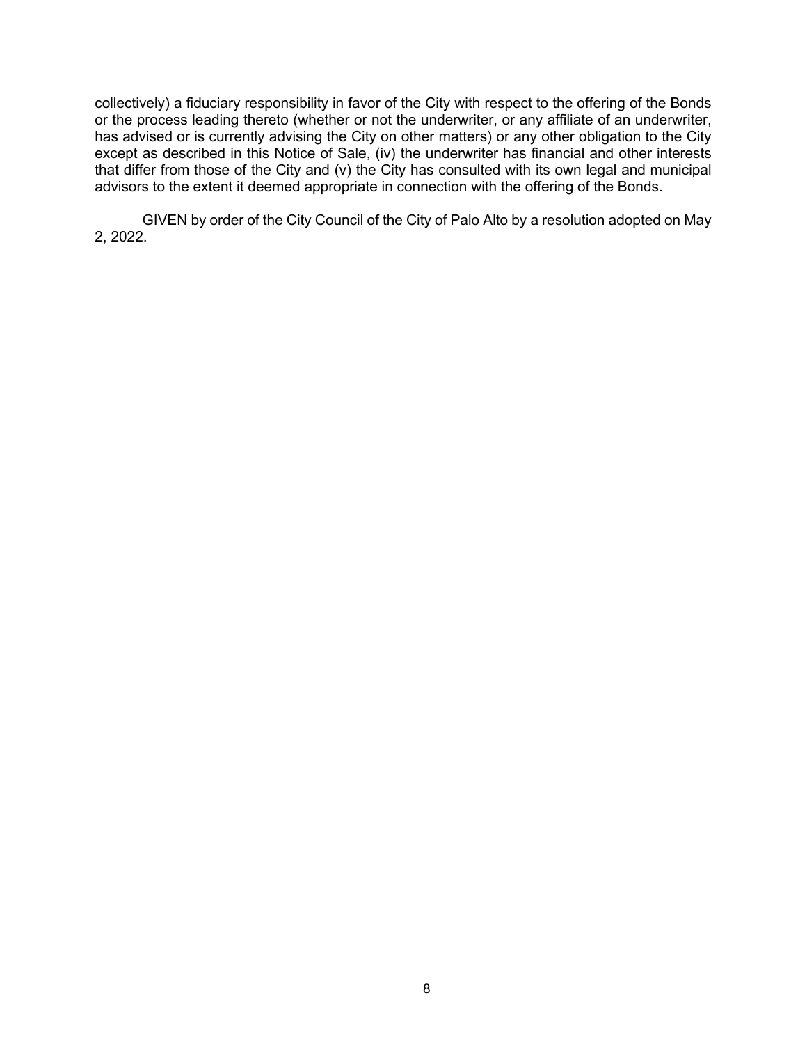collectively) a fiduciary responsibility in favor of the City with respect to the offering of the Bonds or the process leading thereto (whether or not the underwriter, or any affiliate of an underwriter, has advised or is currently advising the City on other matters) or any other obligation to the City except as described in this Notice of Sale, (iv) the underwriter has financial and other interests that differ from those of the City and (v) the City has consulted with its own legal and municipal advisors to the extent it deemed appropriate in connection with the offering of the Bonds.

GIVEN by order of the City Council of the City of Palo Alto by a resolution adopted on May 2, 2022.